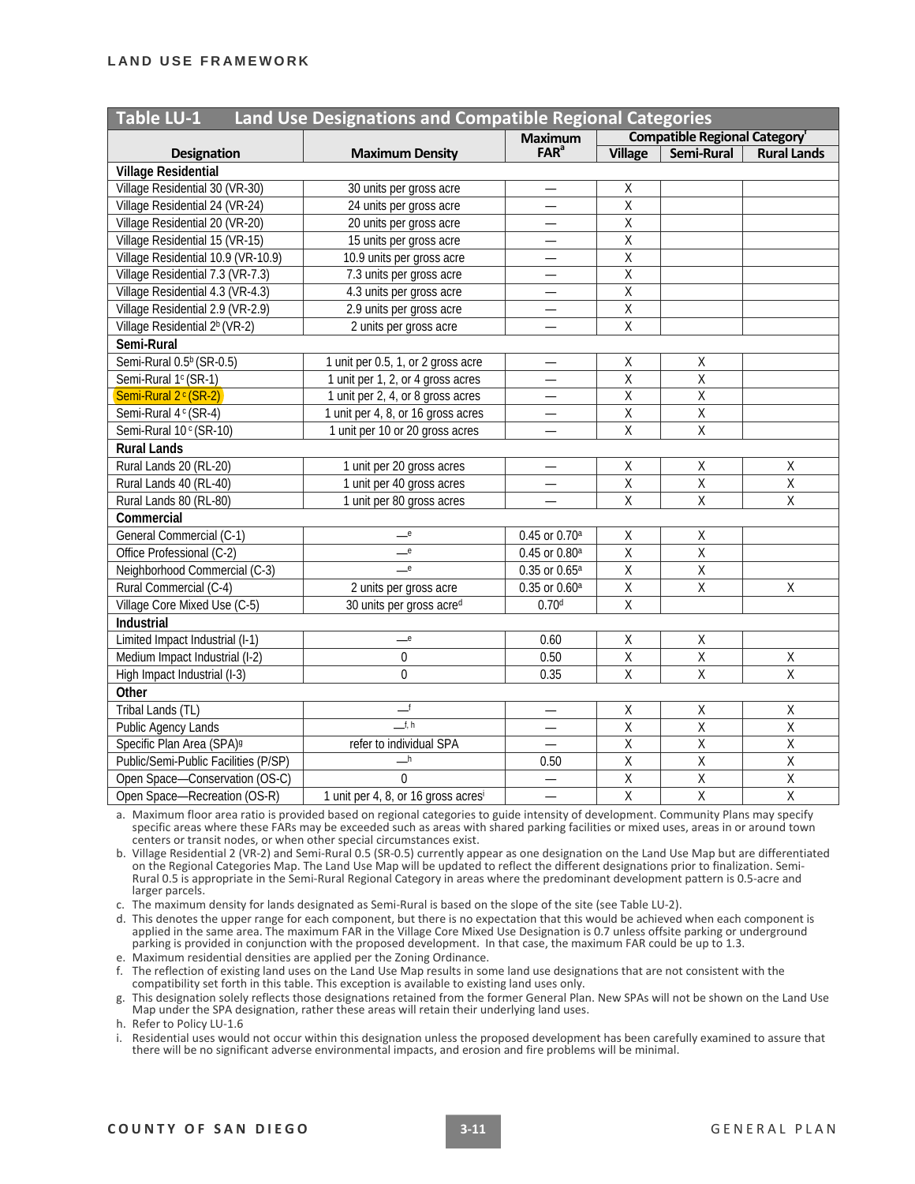## Table LU-1 Land Use Designations and Compatible Regional Categories

| Designation | Maximum Density | Maximum FAR[a] | Compatible Regional Category[f] | | |
|---|---|---|---|---|---|
| | | | Village | Semi-Rural | Rural Lands |
| **Village Residential** | | | | | |
| Village Residential 30 (VR-30) | 30 units per gross acre | — | X | | |
| Village Residential 24 (VR-24) | 24 units per gross acre | — | X | | |
| Village Residential 20 (VR-20) | 20 units per gross acre | — | X | | |
| Village Residential 15 (VR-15) | 15 units per gross acre | — | X | | |
| Village Residential 10.9 (VR-10.9) | 10.9 units per gross acre | — | X | | |
| Village Residential 7.3 (VR-7.3) | 7.3 units per gross acre | — | X | | |
| Village Residential 4.3 (VR-4.3) | 4.3 units per gross acre | — | X | | |
| Village Residential 2.9 (VR-2.9) | 2.9 units per gross acre | — | X | | |
| Village Residential 2[b] (VR-2) | 2 units per gross acre | — | X | | |
| **Semi-Rural** | | | | | |
| Semi-Rural 0.5[b] (SR-0.5) | 1 unit per 0.5, 1, or 2 gross acre | — | X | X | |
| Semi-Rural 1[c] (SR-1) | 1 unit per 1, 2, or 4 gross acres | — | X | X | |
| Semi-Rural 2[c] (SR-2) | 1 unit per 2, 4, or 8 gross acres | — | X | X | |
| Semi-Rural 4[c] (SR-4) | 1 unit per 4, 8, or 16 gross acres | — | X | X | |
| Semi-Rural 10[c] (SR-10) | 1 unit per 10 or 20 gross acres | — | X | X | |
| **Rural Lands** | | | | | |
| Rural Lands 20 (RL-20) | 1 unit per 20 gross acres | — | X | X | X |
| Rural Lands 40 (RL-40) | 1 unit per 40 gross acres | — | X | X | X |
| Rural Lands 80 (RL-80) | 1 unit per 80 gross acres | — | X | X | X |
| **Commercial** | | | | | |
| General Commercial (C-1) | —[e] | 0.45 or 0.70[a] | X | X | |
| Office Professional (C-2) | —[e] | 0.45 or 0.80[a] | X | X | |
| Neighborhood Commercial (C-3) | —[e] | 0.35 or 0.65[a] | X | X | |
| Rural Commercial (C-4) | 2 units per gross acre | 0.35 or 0.60[a] | X | X | X |
| Village Core Mixed Use (C-5) | 30 units per gross acre[d] | 0.70[d] | X | | |
| **Industrial** | | | | | |
| Limited Impact Industrial (I-1) | —[e] | 0.60 | X | X | |
| Medium Impact Industrial (I-2) | 0 | 0.50 | X | X | X |
| High Impact Industrial (I-3) | 0 | 0.35 | X | X | X |
| **Other** | | | | | |
| Tribal Lands (TL) | —[f] | — | X | X | X |
| Public Agency Lands | —[f, h] | — | X | X | X |
| Specific Plan Area (SPA)[g] | refer to individual SPA | — | X | X | X |
| Public/Semi-Public Facilities (P/SP) | —[h] | 0.50 | X | X | X |
| Open Space—Conservation (OS-C) | 0 | — | X | X | X |
| Open Space—Recreation (OS-R) | 1 unit per 4, 8, or 16 gross acres[i] | — | X | X | X |

a. Maximum floor area ratio is provided based on regional categories to guide intensity of development. Community Plans may specify specific areas where these FARs may be exceeded such as areas with shared parking facilities or mixed uses, areas in or around town centers or transit nodes, or when other special circumstances exist.

b. Village Residential 2 (VR-2) and Semi-Rural 0.5 (SR-0.5) currently appear as one designation on the Land Use Map but are differentiated on the Regional Categories Map. The Land Use Map will be updated to reflect the different designations prior to finalization. Semi-Rural 0.5 is appropriate in the Semi-Rural Regional Category in areas where the predominant development pattern is 0.5-acre and larger parcels.

c. The maximum density for lands designated as Semi-Rural is based on the slope of the site (see Table LU-2).

d. This denotes the upper range for each component, but there is no expectation that this would be achieved when each component is applied in the same area. The maximum FAR in the Village Core Mixed Use Designation is 0.7 unless offsite parking or underground parking is provided in conjunction with the proposed development. In that case, the maximum FAR could be up to 1.3.

e. Maximum residential densities are applied per the Zoning Ordinance.

f. The reflection of existing land uses on the Land Use Map results in some land use designations that are not consistent with the compatibility set forth in this table. This exception is available to existing land uses only.

g. This designation solely reflects those designations retained from the former General Plan. New SPAs will not be shown on the Land Use Map under the SPA designation, rather these areas will retain their underlying land uses.

h. Refer to Policy LU-1.6

i. Residential uses would not occur within this designation unless the proposed development has been carefully examined to assure that there will be no significant adverse environmental impacts, and erosion and fire problems will be minimal.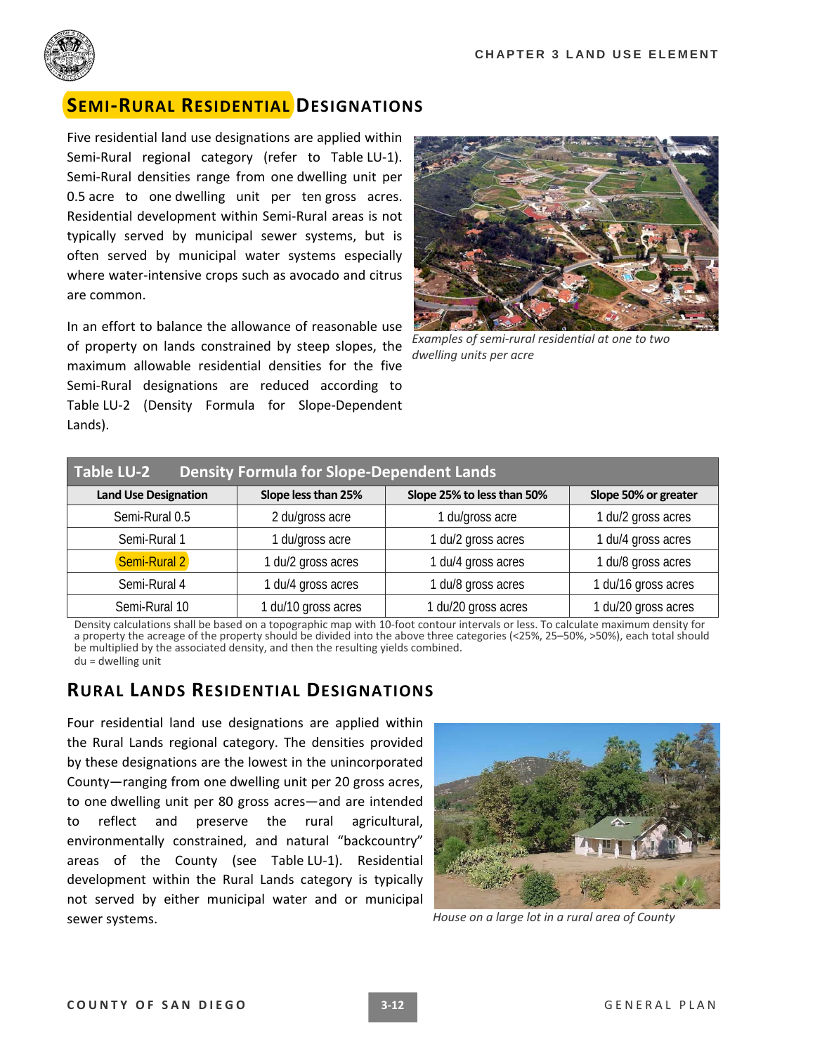## SEMI-RURAL RESIDENTIAL DESIGNATIONS

Five residential land use designations are applied within Semi-Rural regional category (refer to Table LU-1). Semi-Rural densities range from one dwelling unit per 0.5 acre to one dwelling unit per ten gross acres. Residential development within Semi-Rural areas is not typically served by municipal sewer systems, but is often served by municipal water systems especially where water-intensive crops such as avocado and citrus are common.

*Examples of semi-rural residential at one to two dwelling units per acre*

In an effort to balance the allowance of reasonable use of property on lands constrained by steep slopes, the maximum allowable residential densities for the five Semi-Rural designations are reduced according to Table LU-2 (Density Formula for Slope-Dependent Lands).

**Table LU-2 Density Formula for Slope-Dependent Lands**

| Land Use Designation | Slope less than 25% | Slope 25% to less than 50% | Slope 50% or greater |
|---|---|---|---|
| Semi-Rural 0.5 | 2 du/gross acre | 1 du/gross acre | 1 du/2 gross acres |
| Semi-Rural 1 | 1 du/gross acre | 1 du/2 gross acres | 1 du/4 gross acres |
| Semi-Rural 2 | 1 du/2 gross acres | 1 du/4 gross acres | 1 du/8 gross acres |
| Semi-Rural 4 | 1 du/4 gross acres | 1 du/8 gross acres | 1 du/16 gross acres |
| Semi-Rural 10 | 1 du/10 gross acres | 1 du/20 gross acres | 1 du/20 gross acres |

Density calculations shall be based on a topographic map with 10-foot contour intervals or less. To calculate maximum density for a property the acreage of the property should be divided into the above three categories (<25%, 25–50%, >50%), each total should be multiplied by the associated density, and then the resulting yields combined.
du = dwelling unit

## RURAL LANDS RESIDENTIAL DESIGNATIONS

Four residential land use designations are applied within the Rural Lands regional category. The densities provided by these designations are the lowest in the unincorporated County—ranging from one dwelling unit per 20 gross acres, to one dwelling unit per 80 gross acres—and are intended to reflect and preserve the rural agricultural, environmentally constrained, and natural "backcountry" areas of the County (see Table LU-1). Residential development within the Rural Lands category is typically not served by either municipal water and or municipal sewer systems.

*House on a large lot in a rural area of County*